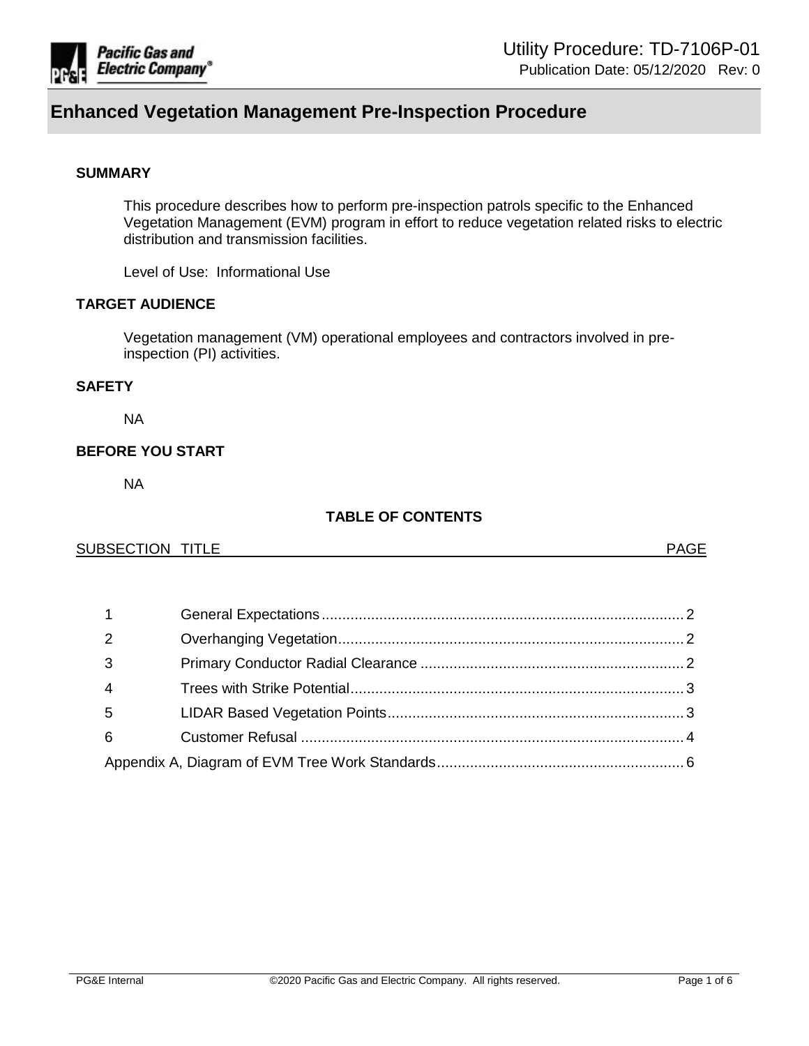Utility Procedure: TD-7106P-01

Publication Date: 05/12/2020 Rev: 0

# Enhanced Vegetation Management Pre-Inspection Procedure

## SUMMARY

This procedure describes how to perform pre-inspection patrols specific to the Enhanced Vegetation Management (EVM) program in effort to reduce vegetation related risks to electric distribution and transmission facilities.

Level of Use: Informational Use

## TARGET AUDIENCE

Vegetation management (VM) operational employees and contractors involved in pre-inspection (PI) activities.

## SAFETY

NA

## BEFORE YOU START

NA

## TABLE OF CONTENTS

| SUBSECTION | TITLE | PAGE |
|---|---|---|
| 1 | General Expectations | 2 |
| 2 | Overhanging Vegetation | 2 |
| 3 | Primary Conductor Radial Clearance | 2 |
| 4 | Trees with Strike Potential | 3 |
| 5 | LIDAR Based Vegetation Points | 3 |
| 6 | Customer Refusal | 4 |
| Appendix A, Diagram of EVM Tree Work Standards | | 6 |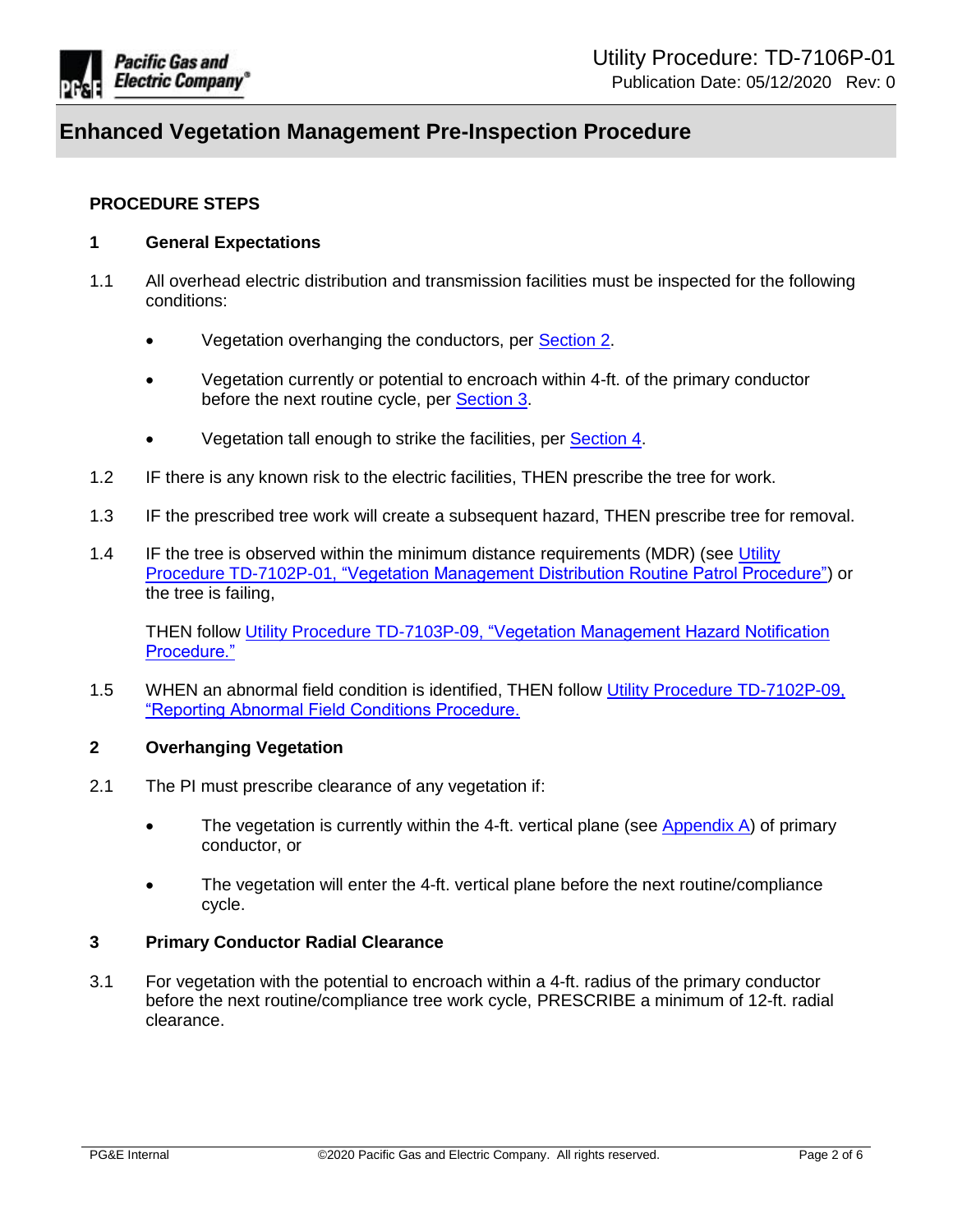## PROCEDURE STEPS

### 1 General Expectations

1.1 All overhead electric distribution and transmission facilities must be inspected for the following conditions:

- Vegetation overhanging the conductors, per Section 2.
- Vegetation currently or potential to encroach within 4-ft. of the primary conductor before the next routine cycle, per Section 3.
- Vegetation tall enough to strike the facilities, per Section 4.

1.2 IF there is any known risk to the electric facilities, THEN prescribe the tree for work.

1.3 IF the prescribed tree work will create a subsequent hazard, THEN prescribe tree for removal.

1.4 IF the tree is observed within the minimum distance requirements (MDR) (see Utility Procedure TD-7102P-01, "Vegetation Management Distribution Routine Patrol Procedure") or the tree is failing,

THEN follow Utility Procedure TD-7103P-09, "Vegetation Management Hazard Notification Procedure."

1.5 WHEN an abnormal field condition is identified, THEN follow Utility Procedure TD-7102P-09, "Reporting Abnormal Field Conditions Procedure."

### 2 Overhanging Vegetation

2.1 The PI must prescribe clearance of any vegetation if:

- The vegetation is currently within the 4-ft. vertical plane (see Appendix A) of primary conductor, or
- The vegetation will enter the 4-ft. vertical plane before the next routine/compliance cycle.

### 3 Primary Conductor Radial Clearance

3.1 For vegetation with the potential to encroach within a 4-ft. radius of the primary conductor before the next routine/compliance tree work cycle, PRESCRIBE a minimum of 12-ft. radial clearance.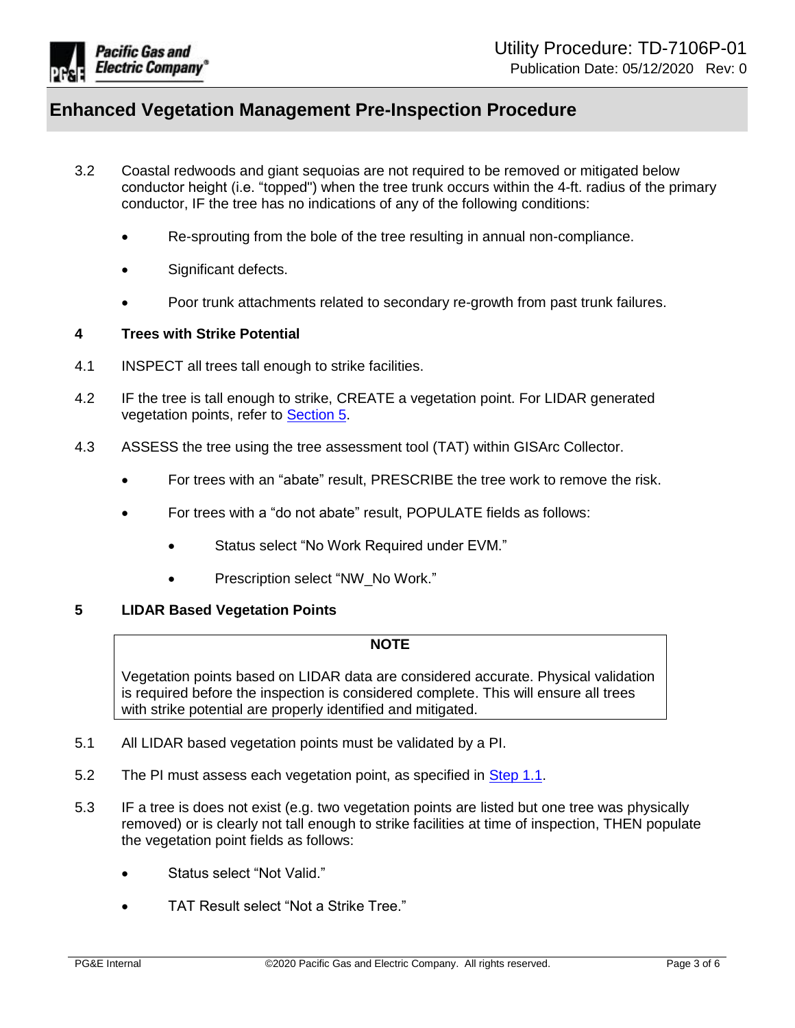3.2 Coastal redwoods and giant sequoias are not required to be removed or mitigated below conductor height (i.e. “topped") when the tree trunk occurs within the 4-ft. radius of the primary conductor, IF the tree has no indications of any of the following conditions:

- Re-sprouting from the bole of the tree resulting in annual non-compliance.
- Significant defects.
- Poor trunk attachments related to secondary re-growth from past trunk failures.

## 4 Trees with Strike Potential

4.1 INSPECT all trees tall enough to strike facilities.

4.2 IF the tree is tall enough to strike, CREATE a vegetation point. For LIDAR generated vegetation points, refer to Section 5.

4.3 ASSESS the tree using the tree assessment tool (TAT) within GISArc Collector.

- For trees with an “abate” result, PRESCRIBE the tree work to remove the risk.
- For trees with a “do not abate” result, POPULATE fields as follows:
  - Status select “No Work Required under EVM.”
  - Prescription select “NW_No Work.”

## 5 LIDAR Based Vegetation Points

**NOTE**

Vegetation points based on LIDAR data are considered accurate. Physical validation is required before the inspection is considered complete. This will ensure all trees with strike potential are properly identified and mitigated.

5.1 All LIDAR based vegetation points must be validated by a PI.

5.2 The PI must assess each vegetation point, as specified in Step 1.1.

5.3 IF a tree is does not exist (e.g. two vegetation points are listed but one tree was physically removed) or is clearly not tall enough to strike facilities at time of inspection, THEN populate the vegetation point fields as follows:

- Status select “Not Valid.”
- TAT Result select “Not a Strike Tree.”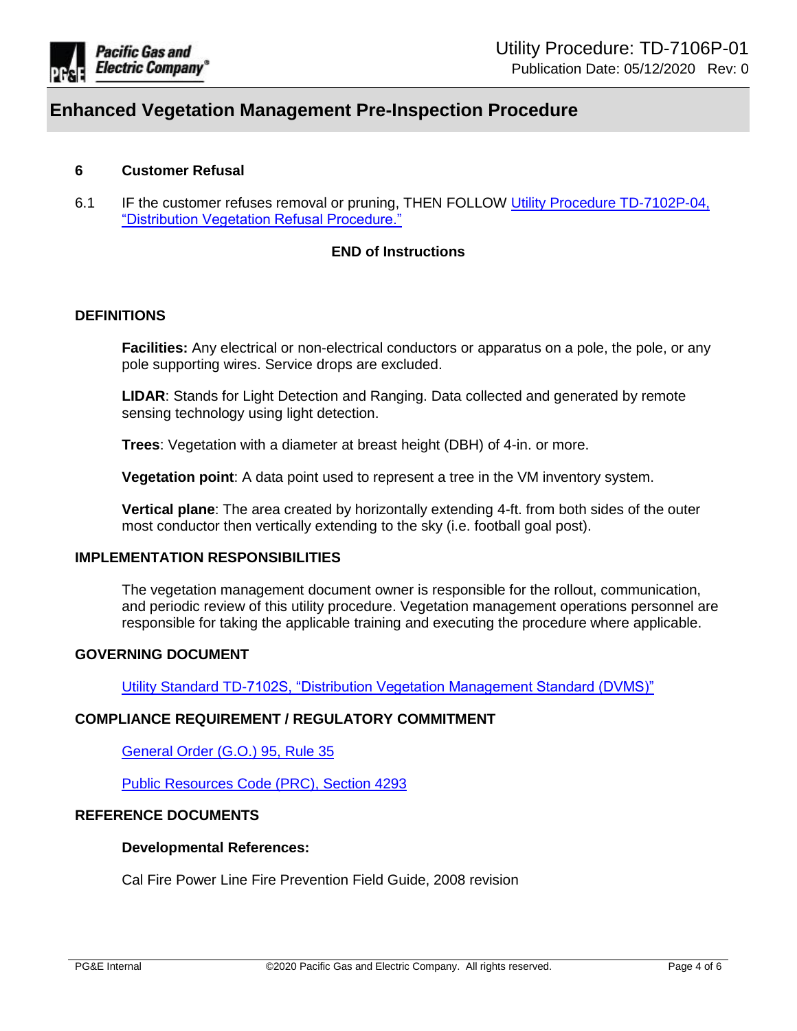## 6 Customer Refusal

6.1 IF the customer refuses removal or pruning, THEN FOLLOW Utility Procedure TD-7102P-04, "Distribution Vegetation Refusal Procedure."

**END of Instructions**

## DEFINITIONS

**Facilities:** Any electrical or non-electrical conductors or apparatus on a pole, the pole, or any pole supporting wires. Service drops are excluded.

**LIDAR**: Stands for Light Detection and Ranging. Data collected and generated by remote sensing technology using light detection.

**Trees**: Vegetation with a diameter at breast height (DBH) of 4-in. or more.

**Vegetation point**: A data point used to represent a tree in the VM inventory system.

**Vertical plane**: The area created by horizontally extending 4-ft. from both sides of the outer most conductor then vertically extending to the sky (i.e. football goal post).

## IMPLEMENTATION RESPONSIBILITIES

The vegetation management document owner is responsible for the rollout, communication, and periodic review of this utility procedure. Vegetation management operations personnel are responsible for taking the applicable training and executing the procedure where applicable.

## GOVERNING DOCUMENT

Utility Standard TD-7102S, "Distribution Vegetation Management Standard (DVMS)"

## COMPLIANCE REQUIREMENT / REGULATORY COMMITMENT

General Order (G.O.) 95, Rule 35

Public Resources Code (PRC), Section 4293

## REFERENCE DOCUMENTS

**Developmental References:**

Cal Fire Power Line Fire Prevention Field Guide, 2008 revision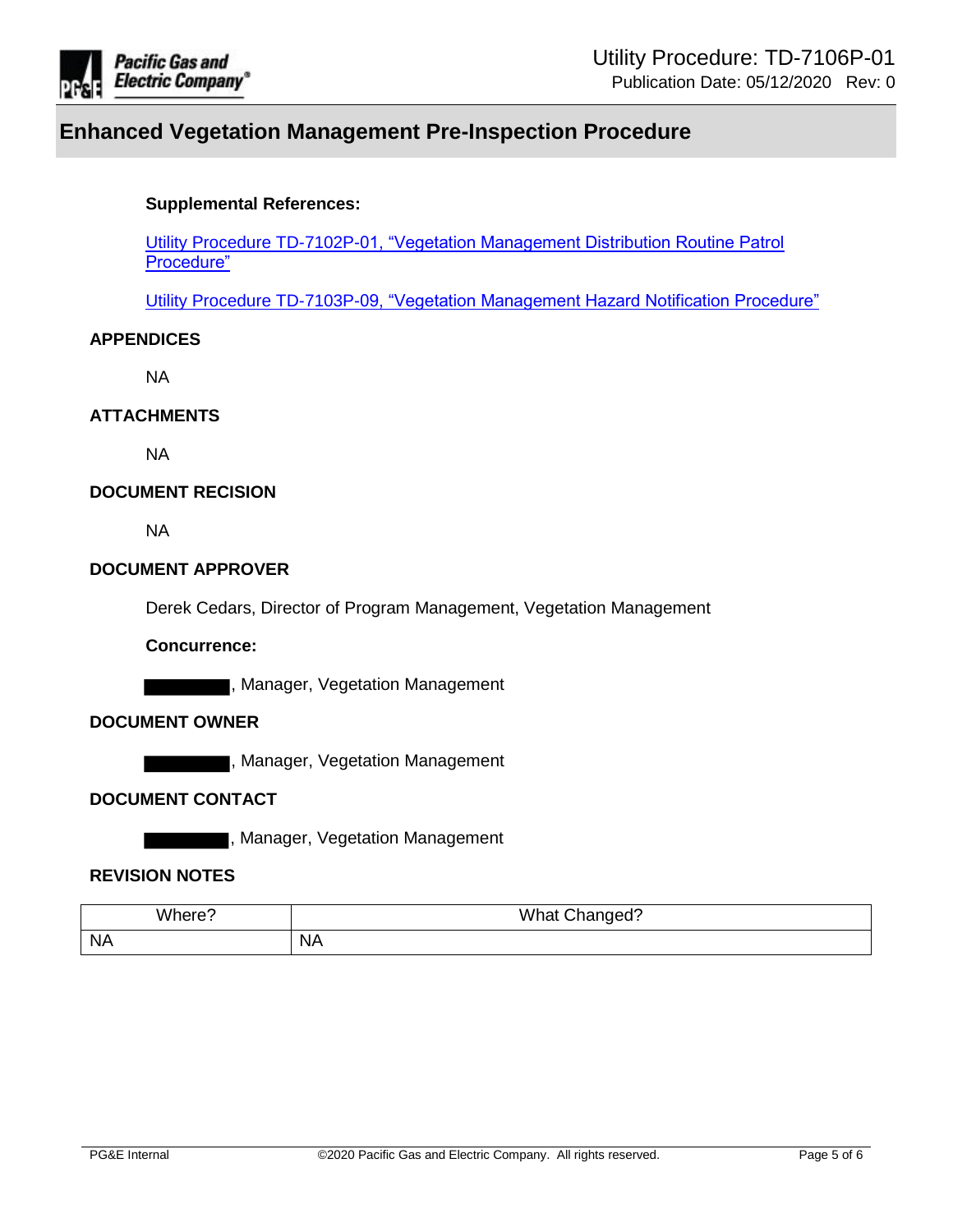**Supplemental References:**

[Utility Procedure TD-7102P-01, "Vegetation Management Distribution Routine Patrol Procedure"]

[Utility Procedure TD-7103P-09, "Vegetation Management Hazard Notification Procedure"]

## APPENDICES

NA

## ATTACHMENTS

NA

## DOCUMENT RECISION

NA

## DOCUMENT APPROVER

Derek Cedars, Director of Program Management, Vegetation Management

**Concurrence:**

[REDACTED], Manager, Vegetation Management

## DOCUMENT OWNER

[REDACTED], Manager, Vegetation Management

## DOCUMENT CONTACT

[REDACTED], Manager, Vegetation Management

## REVISION NOTES

| Where? | What Changed? |
|---|---|
| NA | NA |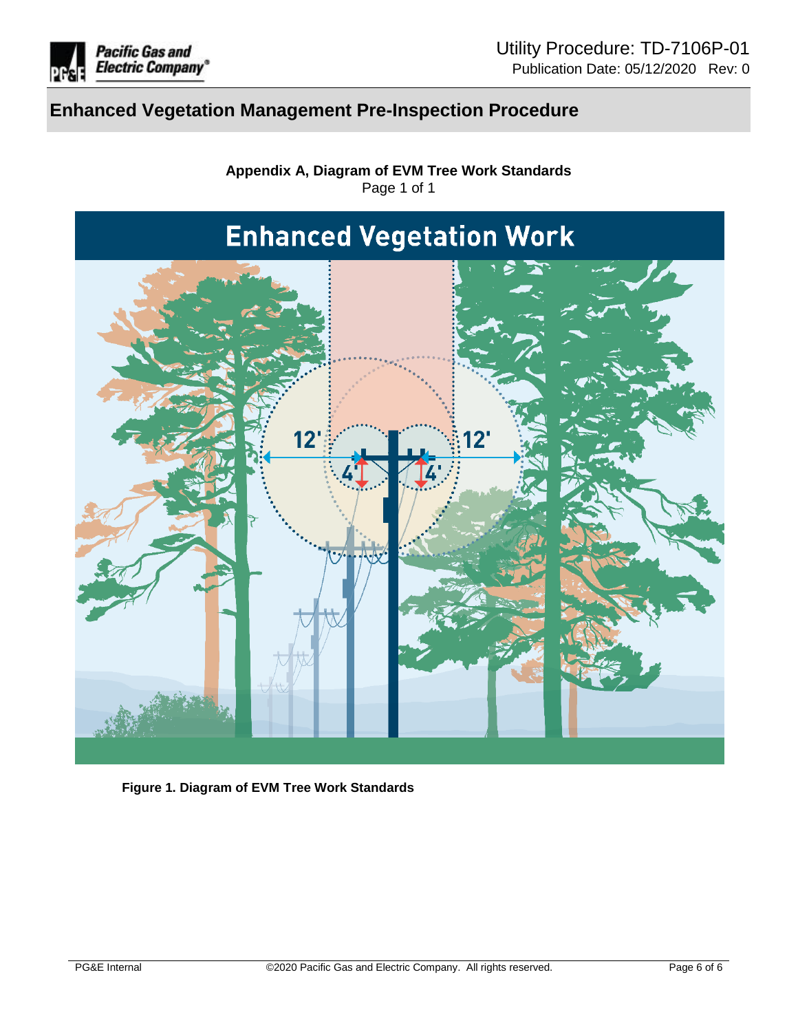## Enhanced Vegetation Management Pre-Inspection Procedure

**Appendix A, Diagram of EVM Tree Work Standards**
Page 1 of 1

Enhanced Vegetation Work

12'
12'
4'
4'

**Figure 1. Diagram of EVM Tree Work Standards**